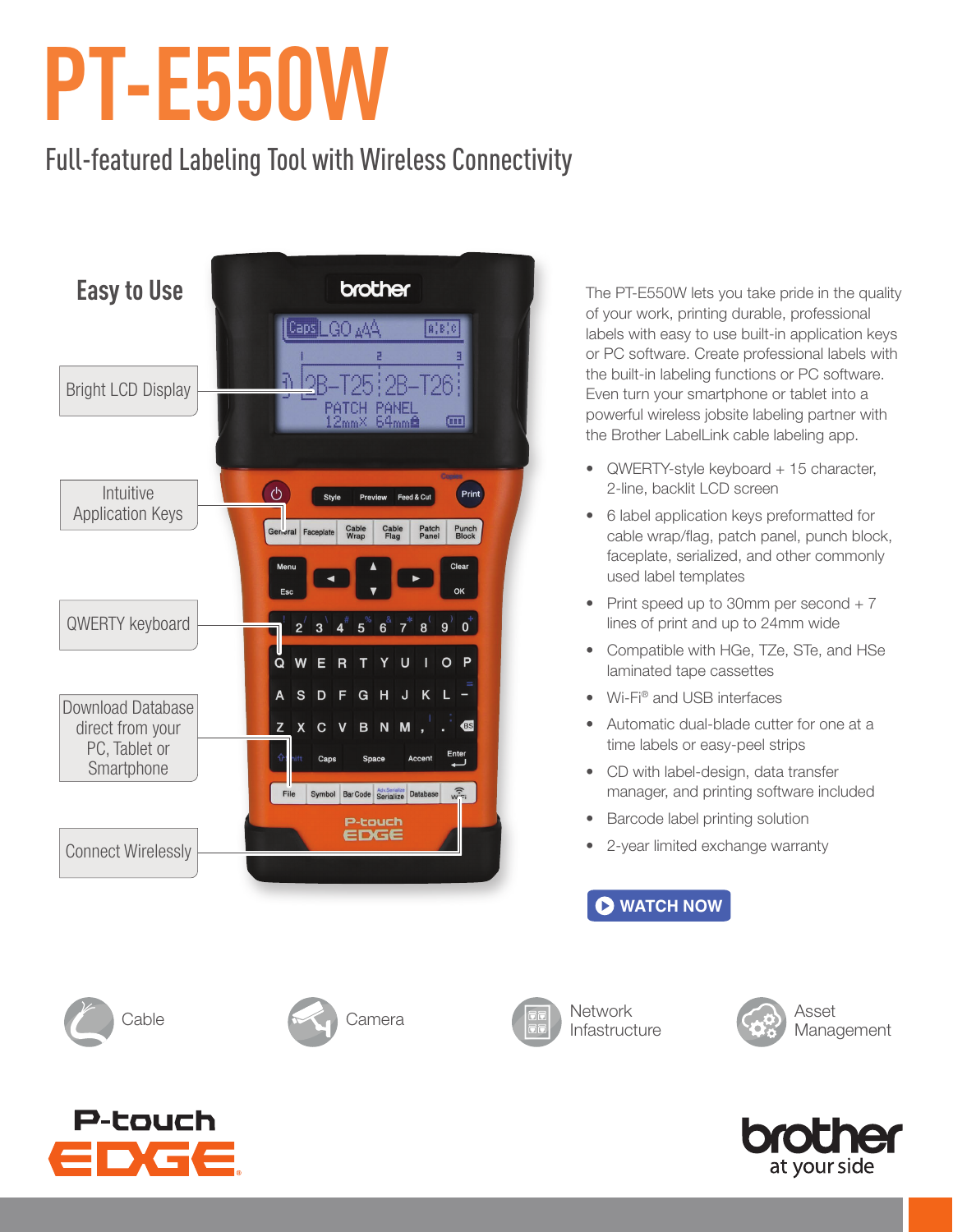# PT-E550W

## Full-featured Labeling Tool with Wireless Connectivity

### Easy to Use

- Bright LCD Display
- Intuitive Application Keys
- QWERTY keyboard
- Download Database direct from your PC, Tablet or Smartphone
- Connect Wirelessly

The PT-E550W lets you take pride in the quality of your work, printing durable, professional labels with easy to use built-in application keys or PC software. Create professional labels with the built-in labeling functions or PC software. Even turn your smartphone or tablet into a powerful wireless jobsite labeling partner with the Brother LabelLink cable labeling app.

- QWERTY-style keyboard + 15 character, 2-line, backlit LCD screen
- 6 label application keys preformatted for cable wrap/flag, patch panel, punch block, faceplate, serialized, and other commonly used label templates
- Print speed up to 30mm per second + 7 lines of print and up to 24mm wide
- Compatible with HGe, TZe, STe, and HSe laminated tape cassettes
- Wi-Fi® and USB interfaces
- Automatic dual-blade cutter for one at a time labels or easy-peel strips
- CD with label-design, data transfer manager, and printing software included
- Barcode label printing solution
- 2-year limited exchange warranty

WATCH NOW

Cable | Camera | Network Infastructure | Asset Management

P-touch EDGE

brother at your side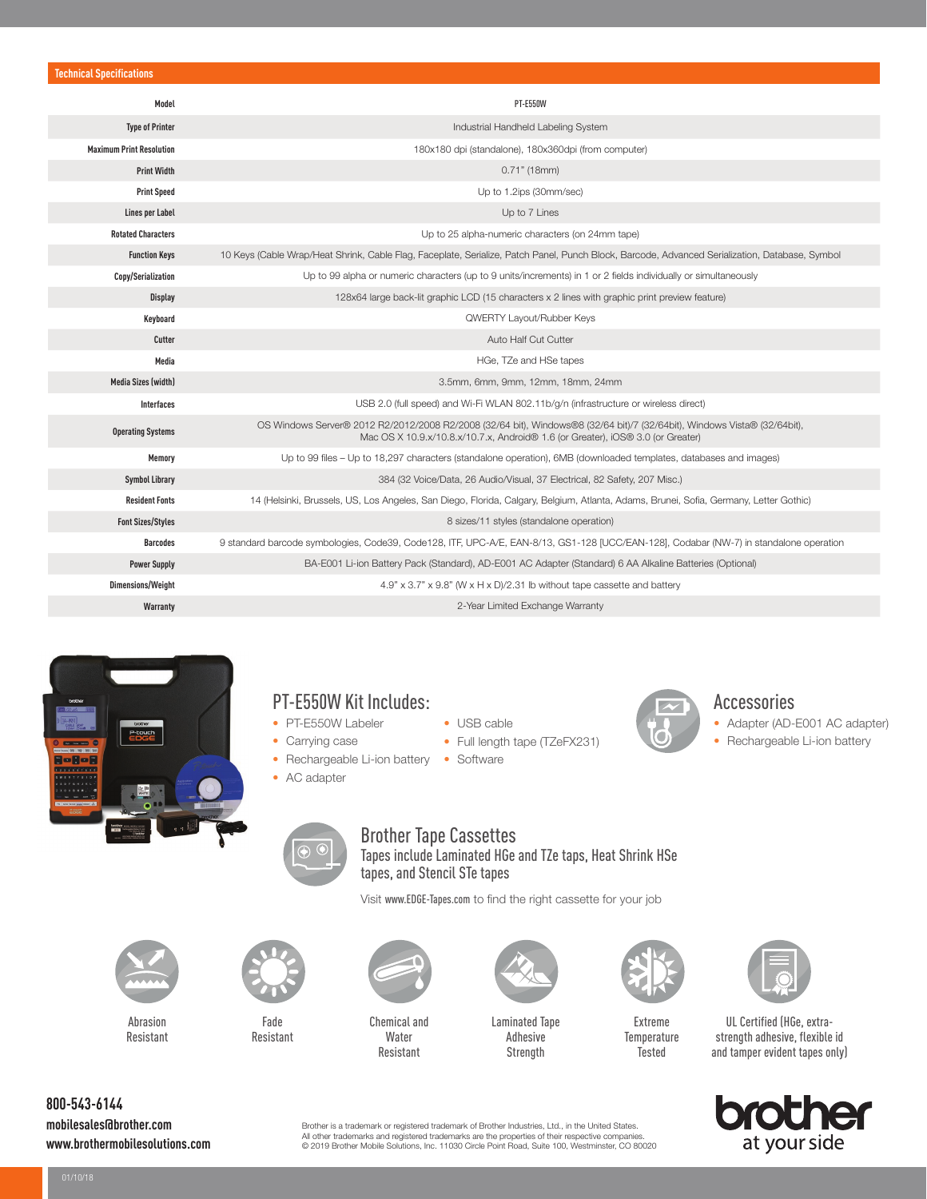## Technical Specifications

| | |
|---|---|
| **Model** | PT-E550W |
| **Type of Printer** | Industrial Handheld Labeling System |
| **Maximum Print Resolution** | 180x180 dpi (standalone), 180x360dpi (from computer) |
| **Print Width** | 0.71" (18mm) |
| **Print Speed** | Up to 1.2ips (30mm/sec) |
| **Lines per Label** | Up to 7 Lines |
| **Rotated Characters** | Up to 25 alpha-numeric characters (on 24mm tape) |
| **Function Keys** | 10 Keys (Cable Wrap/Heat Shrink, Cable Flag, Faceplate, Serialize, Patch Panel, Punch Block, Barcode, Advanced Serialization, Database, Symbol |
| **Copy/Serialization** | Up to 99 alpha or numeric characters (up to 9 units/increments) in 1 or 2 fields individually or simultaneously |
| **Display** | 128x64 large back-lit graphic LCD (15 characters x 2 lines with graphic print preview feature) |
| **Keyboard** | QWERTY Layout/Rubber Keys |
| **Cutter** | Auto Half Cut Cutter |
| **Media** | HGe, TZe and HSe tapes |
| **Media Sizes (width)** | 3.5mm, 6mm, 9mm, 12mm, 18mm, 24mm |
| **Interfaces** | USB 2.0 (full speed) and Wi-Fi WLAN 802.11b/g/n (infrastructure or wireless direct) |
| **Operating Systems** | OS Windows Server® 2012 R2/2012/2008 R2/2008 (32/64 bit), Windows®8 (32/64 bit)/7 (32/64bit), Windows Vista® (32/64bit), Mac OS X 10.9.x/10.8.x/10.7.x, Android® 1.6 (or Greater), iOS® 3.0 (or Greater) |
| **Memory** | Up to 99 files – Up to 18,297 characters (standalone operation), 6MB (downloaded templates, databases and images) |
| **Symbol Library** | 384 (32 Voice/Data, 26 Audio/Visual, 37 Electrical, 82 Safety, 207 Misc.) |
| **Resident Fonts** | 14 (Helsinki, Brussels, US, Los Angeles, San Diego, Florida, Calgary, Belgium, Atlanta, Adams, Brunei, Sofia, Germany, Letter Gothic) |
| **Font Sizes/Styles** | 8 sizes/11 styles (standalone operation) |
| **Barcodes** | 9 standard barcode symbologies, Code39, Code128, ITF, UPC-A/E, EAN-8/13, GS1-128 [UCC/EAN-128], Codabar (NW-7) in standalone operation |
| **Power Supply** | BA-E001 Li-ion Battery Pack (Standard), AD-E001 AC Adapter (Standard) 6 AA Alkaline Batteries (Optional) |
| **Dimensions/Weight** | 4.9" x 3.7" x 9.8" (W x H x D)/2.31 lb without tape cassette and battery |
| **Warranty** | 2-Year Limited Exchange Warranty |

## PT-E550W Kit Includes:

- PT-E550W Labeler
- Carrying case
- Rechargeable Li-ion battery
- AC adapter
- USB cable
- Full length tape (TZeFX231)
- Software

## Accessories

- Adapter (AD-E001 AC adapter)
- Rechargeable Li-ion battery

## Brother Tape Cassettes

Tapes include Laminated HGe and TZe taps, Heat Shrink HSe tapes, and Stencil STe tapes

Visit www.EDGE-Tapes.com to find the right cassette for your job

Abrasion Resistant

Fade Resistant

Chemical and Water Resistant

Laminated Tape Adhesive Strength

Extreme Temperature Tested

UL Certified (HGe, extra-strength adhesive, flexible id and tamper evident tapes only)

**800-543-6144**
**mobilesales@brother.com**
**www.brothermobilesolutions.com**

Brother is a trademark or registered trademark of Brother Industries, Ltd., in the United States.
All other trademarks and registered trademarks are the properties of their respective companies.
© 2019 Brother Mobile Solutions, Inc. 11030 Circle Point Road, Suite 100, Westminster, CO 80020

brother at your side

01/10/18